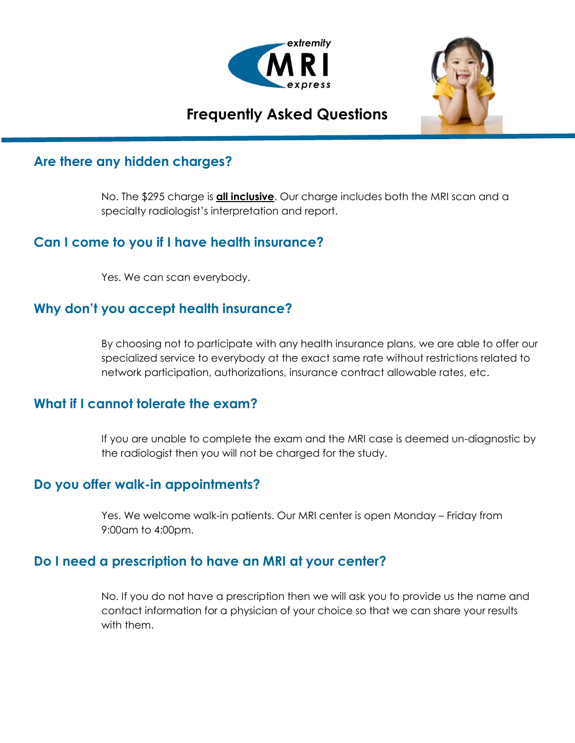extremity MRI express

# Frequently Asked Questions

## Are there any hidden charges?

No. The $295 charge is **all inclusive**. Our charge includes both the MRI scan and a specialty radiologist's interpretation and report.

## Can I come to you if I have health insurance?

Yes. We can scan everybody.

## Why don't you accept health insurance?

By choosing not to participate with any health insurance plans, we are able to offer our specialized service to everybody at the exact same rate without restrictions related to network participation, authorizations, insurance contract allowable rates, etc.

## What if I cannot tolerate the exam?

If you are unable to complete the exam and the MRI case is deemed un-diagnostic by the radiologist then you will not be charged for the study.

## Do you offer walk-in appointments?

Yes. We welcome walk-in patients. Our MRI center is open Monday – Friday from 9:00am to 4:00pm.

## Do I need a prescription to have an MRI at your center?

No. If you do not have a prescription then we will ask you to provide us the name and contact information for a physician of your choice so that we can share your results with them.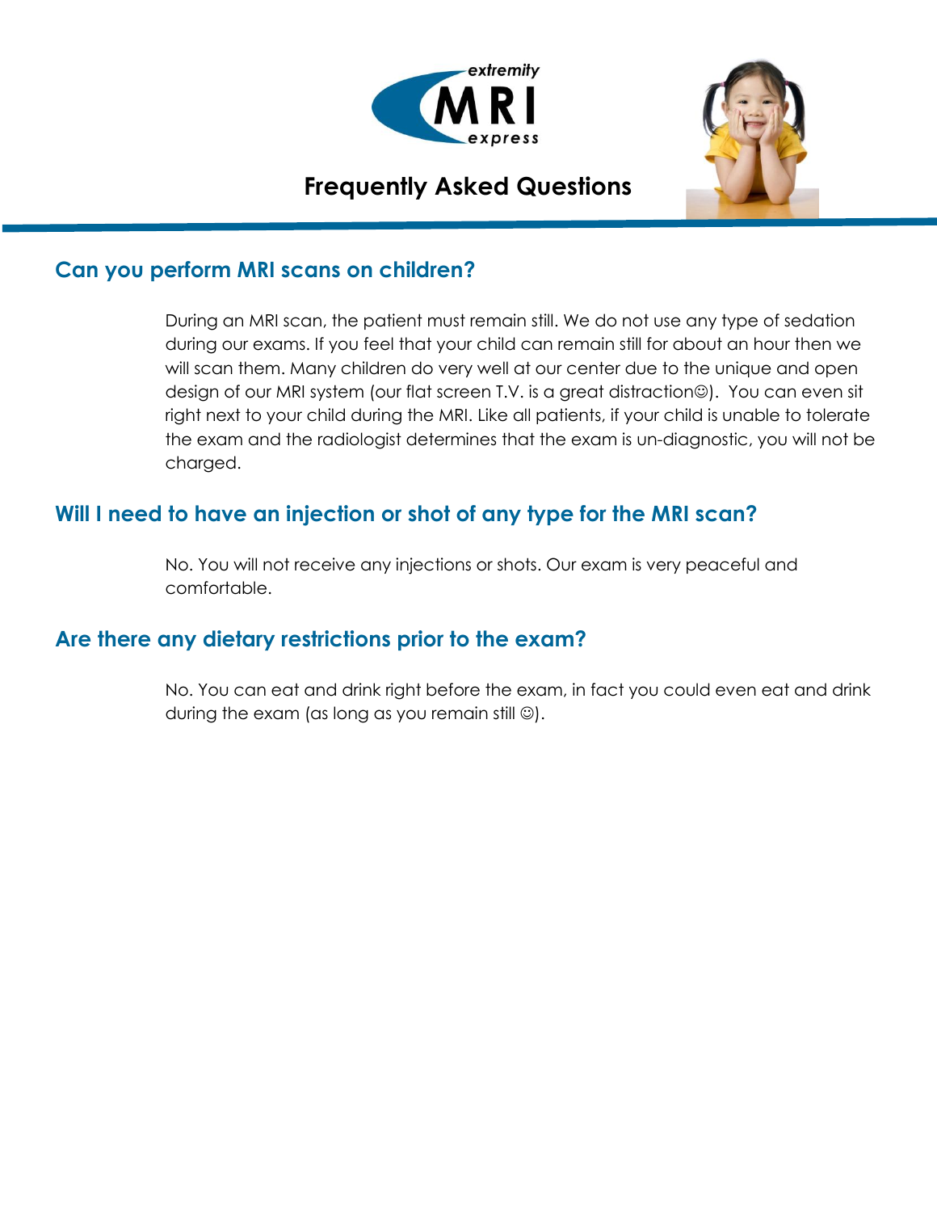# Frequently Asked Questions

## Can you perform MRI scans on children?

During an MRI scan, the patient must remain still. We do not use any type of sedation during our exams. If you feel that your child can remain still for about an hour then we will scan them. Many children do very well at our center due to the unique and open design of our MRI system (our flat screen T.V. is a great distraction☺). You can even sit right next to your child during the MRI. Like all patients, if your child is unable to tolerate the exam and the radiologist determines that the exam is un-diagnostic, you will not be charged.

## Will I need to have an injection or shot of any type for the MRI scan?

No. You will not receive any injections or shots. Our exam is very peaceful and comfortable.

## Are there any dietary restrictions prior to the exam?

No. You can eat and drink right before the exam, in fact you could even eat and drink during the exam (as long as you remain still ☺).